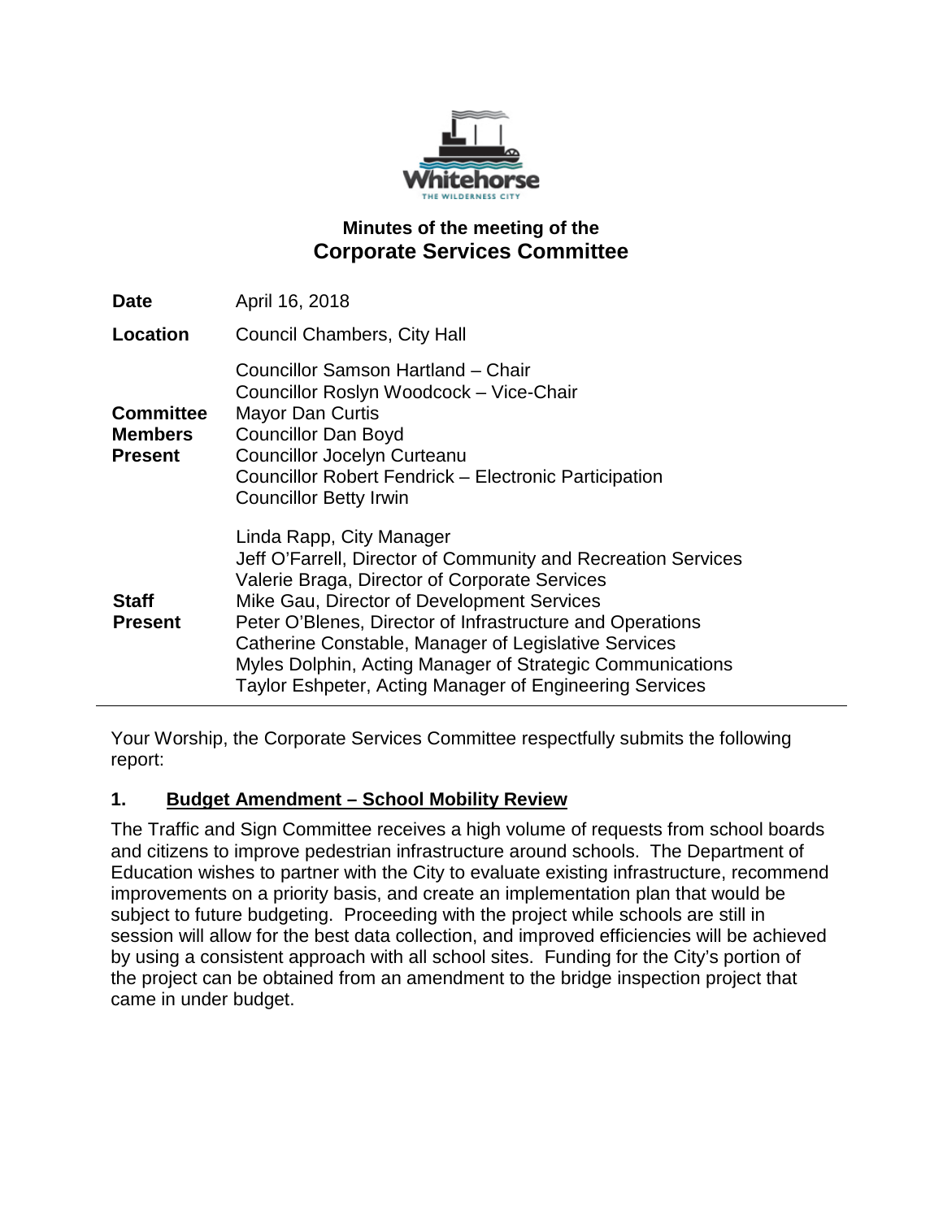# Minutes of the meeting of the
## Corporate Services Committee

| | |
|---|---|
| **Date** | April 16, 2018 |
| **Location** | Council Chambers, City Hall |
| **Committee Members Present** | Councillor Samson Hartland – Chair<br>Councillor Roslyn Woodcock – Vice-Chair<br>Mayor Dan Curtis<br>Councillor Dan Boyd<br>Councillor Jocelyn Curteanu<br>Councillor Robert Fendrick – Electronic Participation<br>Councillor Betty Irwin |
| **Staff Present** | Linda Rapp, City Manager<br>Jeff O'Farrell, Director of Community and Recreation Services<br>Valerie Braga, Director of Corporate Services<br>Mike Gau, Director of Development Services<br>Peter O'Blenes, Director of Infrastructure and Operations<br>Catherine Constable, Manager of Legislative Services<br>Myles Dolphin, Acting Manager of Strategic Communications<br>Taylor Eshpeter, Acting Manager of Engineering Services |

Your Worship, the Corporate Services Committee respectfully submits the following report:

### 1. Budget Amendment – School Mobility Review

The Traffic and Sign Committee receives a high volume of requests from school boards and citizens to improve pedestrian infrastructure around schools. The Department of Education wishes to partner with the City to evaluate existing infrastructure, recommend improvements on a priority basis, and create an implementation plan that would be subject to future budgeting. Proceeding with the project while schools are still in session will allow for the best data collection, and improved efficiencies will be achieved by using a consistent approach with all school sites. Funding for the City's portion of the project can be obtained from an amendment to the bridge inspection project that came in under budget.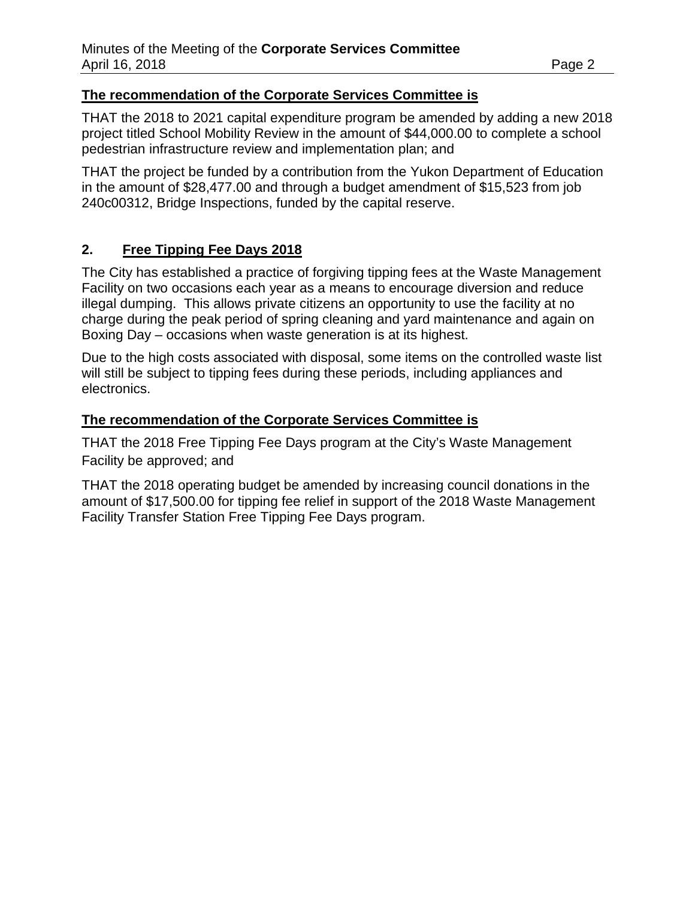**The recommendation of the Corporate Services Committee is**

THAT the 2018 to 2021 capital expenditure program be amended by adding a new 2018 project titled School Mobility Review in the amount of $44,000.00 to complete a school pedestrian infrastructure review and implementation plan; and

THAT the project be funded by a contribution from the Yukon Department of Education in the amount of $28,477.00 and through a budget amendment of $15,523 from job 240c00312, Bridge Inspections, funded by the capital reserve.

## 2. Free Tipping Fee Days 2018

The City has established a practice of forgiving tipping fees at the Waste Management Facility on two occasions each year as a means to encourage diversion and reduce illegal dumping. This allows private citizens an opportunity to use the facility at no charge during the peak period of spring cleaning and yard maintenance and again on Boxing Day – occasions when waste generation is at its highest.

Due to the high costs associated with disposal, some items on the controlled waste list will still be subject to tipping fees during these periods, including appliances and electronics.

**The recommendation of the Corporate Services Committee is**

THAT the 2018 Free Tipping Fee Days program at the City's Waste Management Facility be approved; and

THAT the 2018 operating budget be amended by increasing council donations in the amount of $17,500.00 for tipping fee relief in support of the 2018 Waste Management Facility Transfer Station Free Tipping Fee Days program.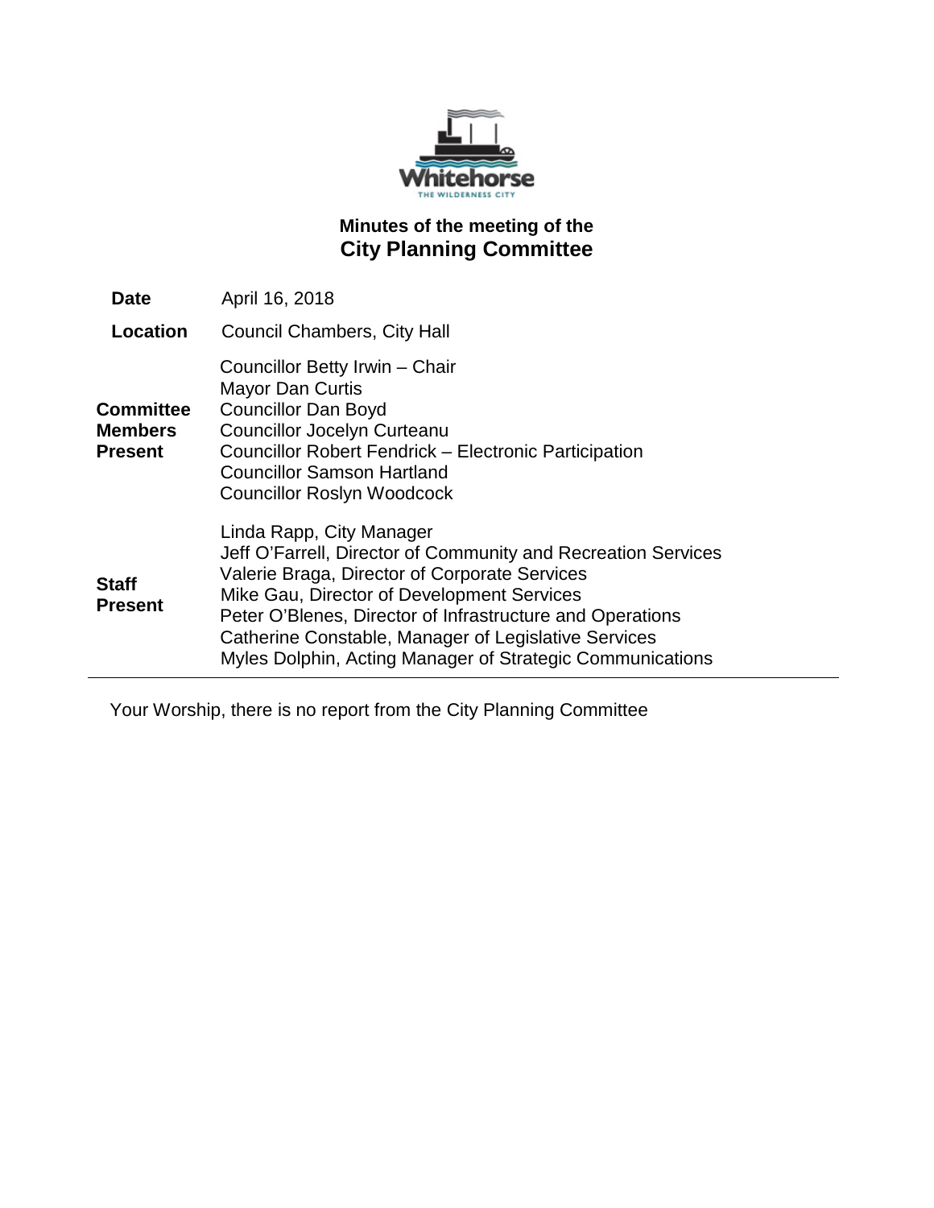# Minutes of the meeting of the
# City Planning Committee

| | |
|---|---|
| **Date** | April 16, 2018 |
| **Location** | Council Chambers, City Hall |
| **Committee Members Present** | Councillor Betty Irwin – Chair<br>Mayor Dan Curtis<br>Councillor Dan Boyd<br>Councillor Jocelyn Curteanu<br>Councillor Robert Fendrick – Electronic Participation<br>Councillor Samson Hartland<br>Councillor Roslyn Woodcock |
| **Staff Present** | Linda Rapp, City Manager<br>Jeff O'Farrell, Director of Community and Recreation Services<br>Valerie Braga, Director of Corporate Services<br>Mike Gau, Director of Development Services<br>Peter O'Blenes, Director of Infrastructure and Operations<br>Catherine Constable, Manager of Legislative Services<br>Myles Dolphin, Acting Manager of Strategic Communications |

Your Worship, there is no report from the City Planning Committee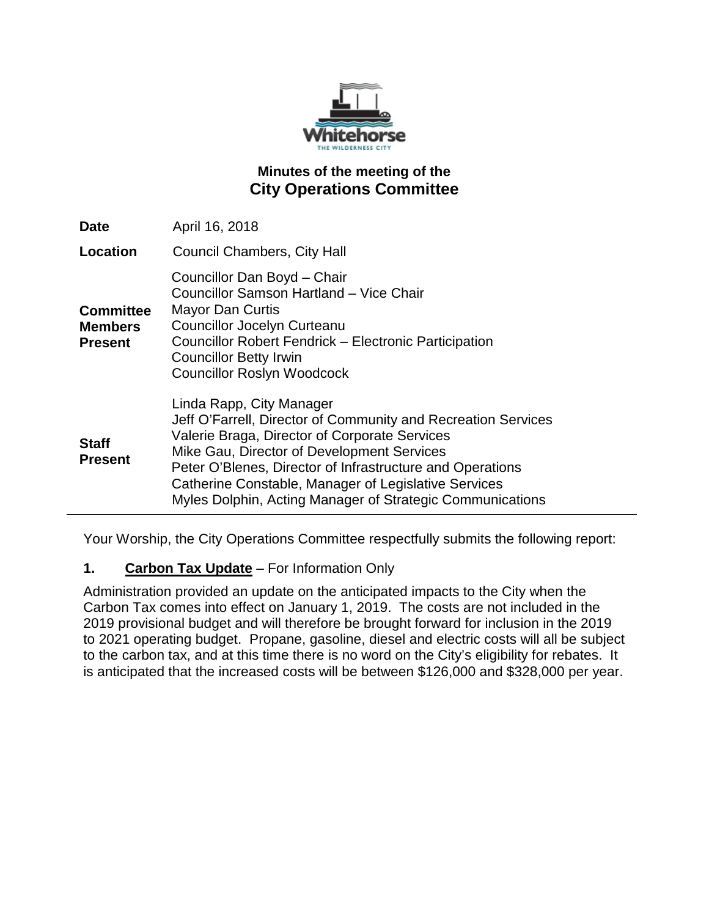## Minutes of the meeting of the
# City Operations Committee

| | |
|---|---|
| **Date** | April 16, 2018 |
| **Location** | Council Chambers, City Hall |
| **Committee Members Present** | Councillor Dan Boyd – Chair<br>Councillor Samson Hartland – Vice Chair<br>Mayor Dan Curtis<br>Councillor Jocelyn Curteanu<br>Councillor Robert Fendrick – Electronic Participation<br>Councillor Betty Irwin<br>Councillor Roslyn Woodcock |
| **Staff Present** | Linda Rapp, City Manager<br>Jeff O'Farrell, Director of Community and Recreation Services<br>Valerie Braga, Director of Corporate Services<br>Mike Gau, Director of Development Services<br>Peter O'Blenes, Director of Infrastructure and Operations<br>Catherine Constable, Manager of Legislative Services<br>Myles Dolphin, Acting Manager of Strategic Communications |

Your Worship, the City Operations Committee respectfully submits the following report:

**1. Carbon Tax Update** – For Information Only

Administration provided an update on the anticipated impacts to the City when the Carbon Tax comes into effect on January 1, 2019. The costs are not included in the 2019 provisional budget and will therefore be brought forward for inclusion in the 2019 to 2021 operating budget. Propane, gasoline, diesel and electric costs will all be subject to the carbon tax, and at this time there is no word on the City's eligibility for rebates. It is anticipated that the increased costs will be between $126,000 and $328,000 per year.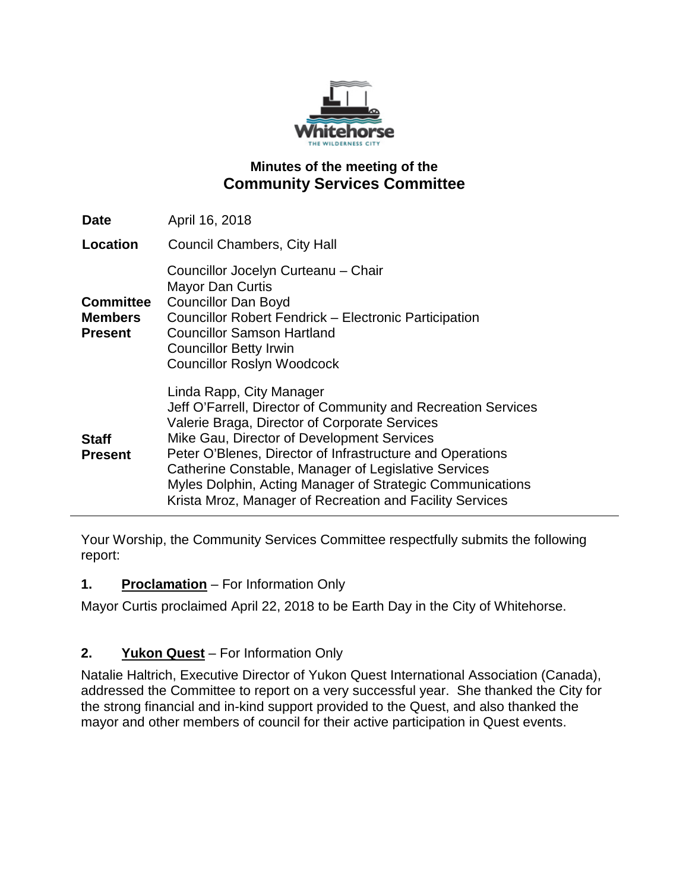## Minutes of the meeting of the
# Community Services Committee

| | |
|---|---|
| **Date** | April 16, 2018 |
| **Location** | Council Chambers, City Hall |
| **Committee Members Present** | Councillor Jocelyn Curteanu – Chair<br>Mayor Dan Curtis<br>Councillor Dan Boyd<br>Councillor Robert Fendrick – Electronic Participation<br>Councillor Samson Hartland<br>Councillor Betty Irwin<br>Councillor Roslyn Woodcock |
| **Staff Present** | Linda Rapp, City Manager<br>Jeff O'Farrell, Director of Community and Recreation Services<br>Valerie Braga, Director of Corporate Services<br>Mike Gau, Director of Development Services<br>Peter O'Blenes, Director of Infrastructure and Operations<br>Catherine Constable, Manager of Legislative Services<br>Myles Dolphin, Acting Manager of Strategic Communications<br>Krista Mroz, Manager of Recreation and Facility Services |

---

Your Worship, the Community Services Committee respectfully submits the following report:

**1. Proclamation** – For Information Only

Mayor Curtis proclaimed April 22, 2018 to be Earth Day in the City of Whitehorse.

**2. Yukon Quest** – For Information Only

Natalie Haltrich, Executive Director of Yukon Quest International Association (Canada), addressed the Committee to report on a very successful year. She thanked the City for the strong financial and in-kind support provided to the Quest, and also thanked the mayor and other members of council for their active participation in Quest events.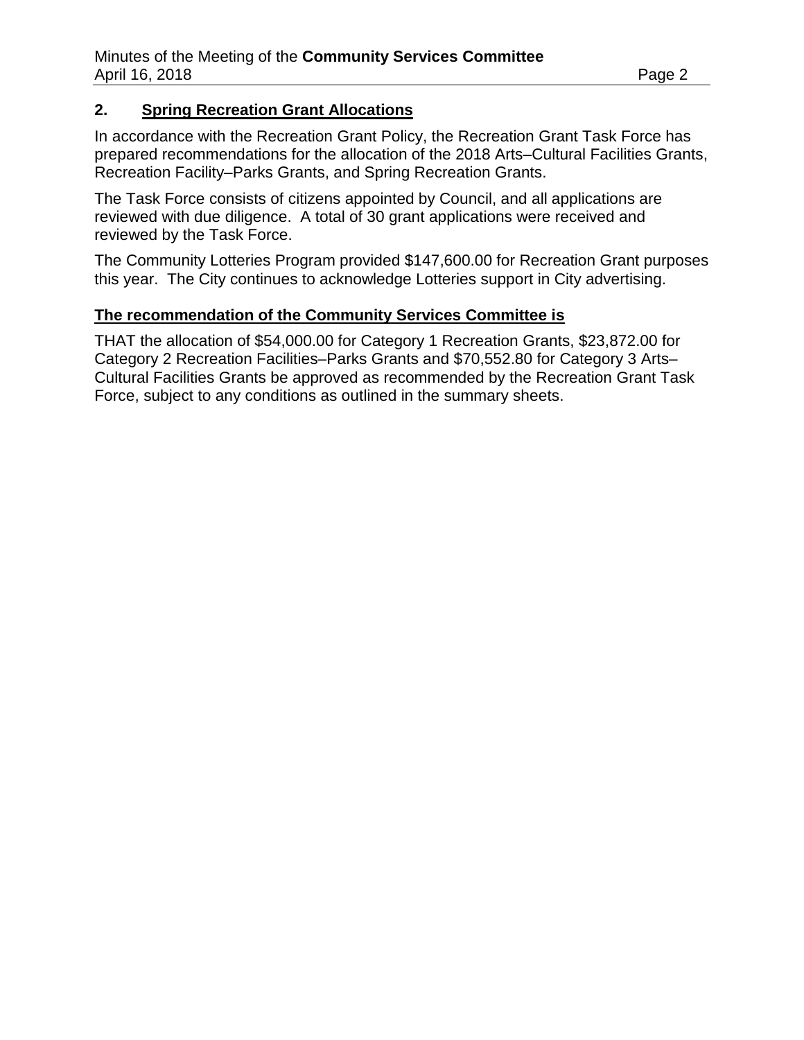## 2. Spring Recreation Grant Allocations

In accordance with the Recreation Grant Policy, the Recreation Grant Task Force has prepared recommendations for the allocation of the 2018 Arts–Cultural Facilities Grants, Recreation Facility–Parks Grants, and Spring Recreation Grants.

The Task Force consists of citizens appointed by Council, and all applications are reviewed with due diligence. A total of 30 grant applications were received and reviewed by the Task Force.

The Community Lotteries Program provided $147,600.00 for Recreation Grant purposes this year. The City continues to acknowledge Lotteries support in City advertising.

**The recommendation of the Community Services Committee is**

THAT the allocation of $54,000.00 for Category 1 Recreation Grants, $23,872.00 for Category 2 Recreation Facilities–Parks Grants and $70,552.80 for Category 3 Arts–Cultural Facilities Grants be approved as recommended by the Recreation Grant Task Force, subject to any conditions as outlined in the summary sheets.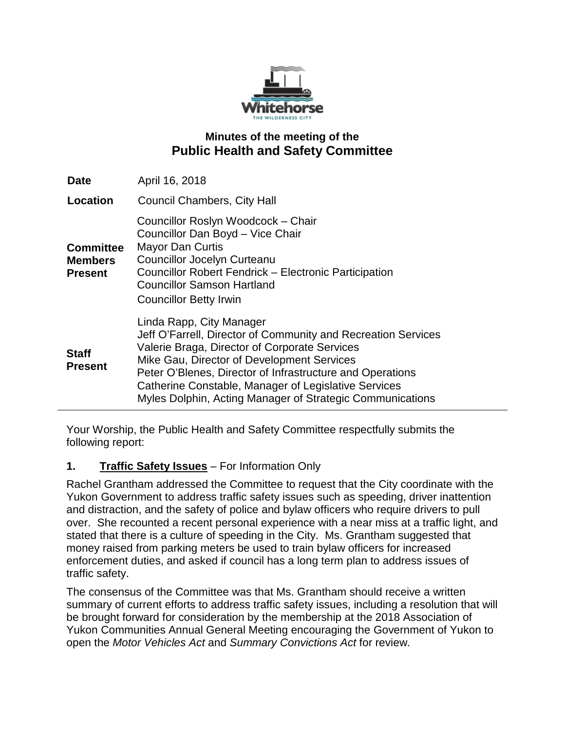# Minutes of the meeting of the
## Public Health and Safety Committee

| | |
|---|---|
| **Date** | April 16, 2018 |
| **Location** | Council Chambers, City Hall |
| **Committee Members Present** | Councillor Roslyn Woodcock – Chair<br>Councillor Dan Boyd – Vice Chair<br>Mayor Dan Curtis<br>Councillor Jocelyn Curteanu<br>Councillor Robert Fendrick – Electronic Participation<br>Councillor Samson Hartland<br>Councillor Betty Irwin |
| **Staff Present** | Linda Rapp, City Manager<br>Jeff O'Farrell, Director of Community and Recreation Services<br>Valerie Braga, Director of Corporate Services<br>Mike Gau, Director of Development Services<br>Peter O'Blenes, Director of Infrastructure and Operations<br>Catherine Constable, Manager of Legislative Services<br>Myles Dolphin, Acting Manager of Strategic Communications |

Your Worship, the Public Health and Safety Committee respectfully submits the following report:

**1. Traffic Safety Issues** – For Information Only

Rachel Grantham addressed the Committee to request that the City coordinate with the Yukon Government to address traffic safety issues such as speeding, driver inattention and distraction, and the safety of police and bylaw officers who require drivers to pull over. She recounted a recent personal experience with a near miss at a traffic light, and stated that there is a culture of speeding in the City. Ms. Grantham suggested that money raised from parking meters be used to train bylaw officers for increased enforcement duties, and asked if council has a long term plan to address issues of traffic safety.

The consensus of the Committee was that Ms. Grantham should receive a written summary of current efforts to address traffic safety issues, including a resolution that will be brought forward for consideration by the membership at the 2018 Association of Yukon Communities Annual General Meeting encouraging the Government of Yukon to open the *Motor Vehicles Act* and *Summary Convictions Act* for review.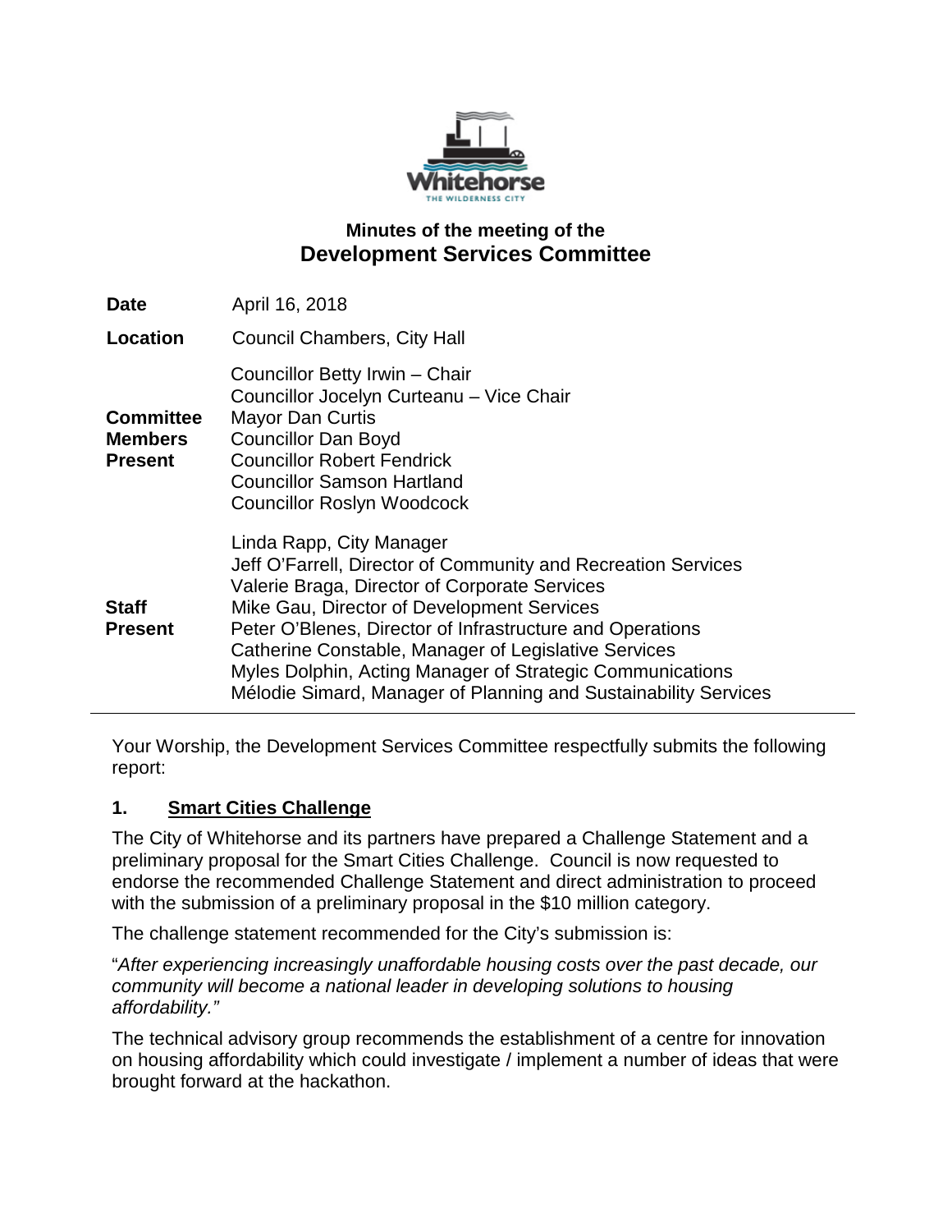## Minutes of the meeting of the
# Development Services Committee

| | |
|---|---|
| **Date** | April 16, 2018 |
| **Location** | Council Chambers, City Hall |
| **Committee Members Present** | Councillor Betty Irwin – Chair<br>Councillor Jocelyn Curteanu – Vice Chair<br>Mayor Dan Curtis<br>Councillor Dan Boyd<br>Councillor Robert Fendrick<br>Councillor Samson Hartland<br>Councillor Roslyn Woodcock |
| **Staff Present** | Linda Rapp, City Manager<br>Jeff O'Farrell, Director of Community and Recreation Services<br>Valerie Braga, Director of Corporate Services<br>Mike Gau, Director of Development Services<br>Peter O'Blenes, Director of Infrastructure and Operations<br>Catherine Constable, Manager of Legislative Services<br>Myles Dolphin, Acting Manager of Strategic Communications<br>Mélodie Simard, Manager of Planning and Sustainability Services |

Your Worship, the Development Services Committee respectfully submits the following report:

### 1. Smart Cities Challenge

The City of Whitehorse and its partners have prepared a Challenge Statement and a preliminary proposal for the Smart Cities Challenge. Council is now requested to endorse the recommended Challenge Statement and direct administration to proceed with the submission of a preliminary proposal in the $10 million category.

The challenge statement recommended for the City's submission is:

"*After experiencing increasingly unaffordable housing costs over the past decade, our community will become a national leader in developing solutions to housing affordability."*

The technical advisory group recommends the establishment of a centre for innovation on housing affordability which could investigate / implement a number of ideas that were brought forward at the hackathon.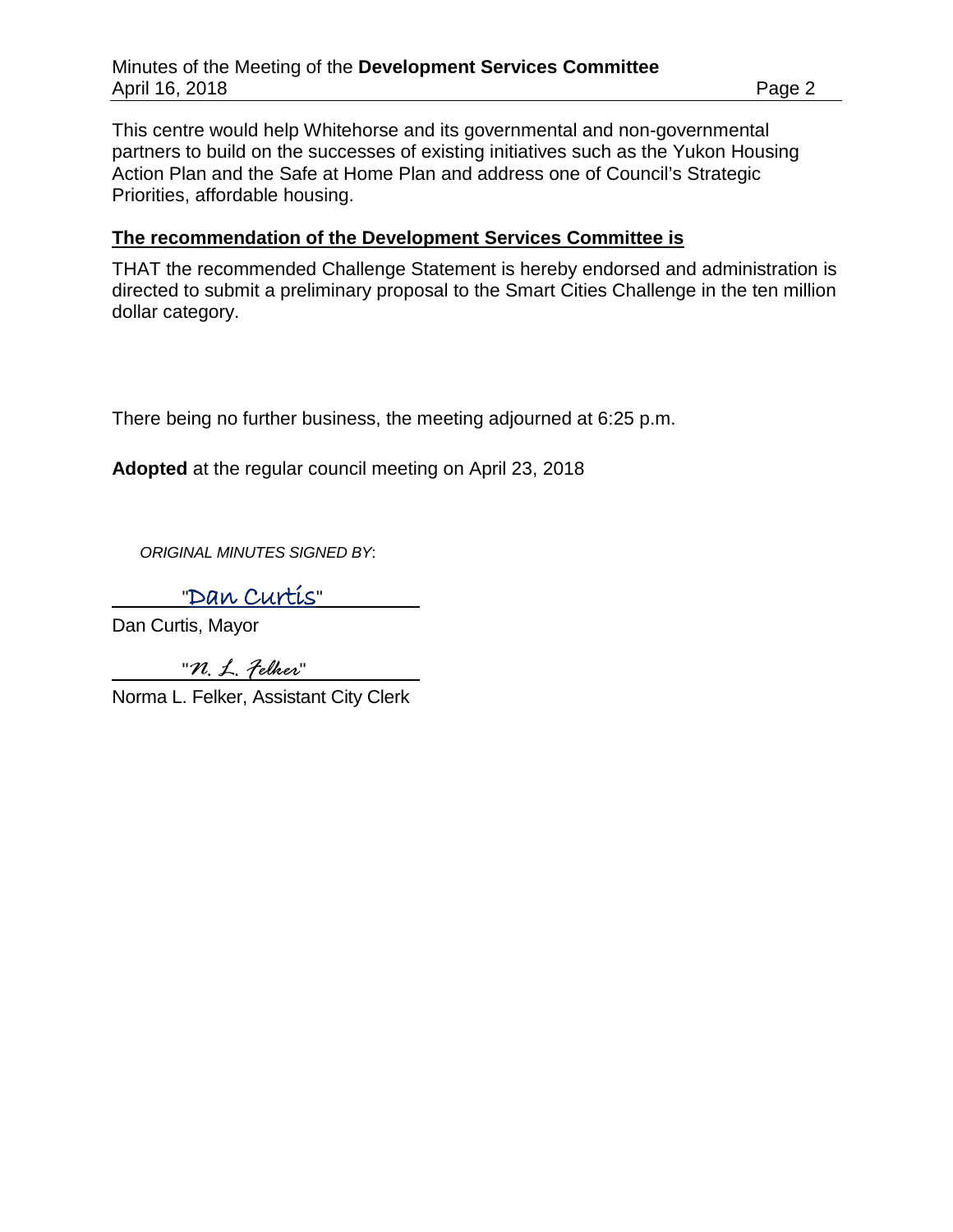This centre would help Whitehorse and its governmental and non-governmental partners to build on the successes of existing initiatives such as the Yukon Housing Action Plan and the Safe at Home Plan and address one of Council's Strategic Priorities, affordable housing.

**The recommendation of the Development Services Committee is**

THAT the recommended Challenge Statement is hereby endorsed and administration is directed to submit a preliminary proposal to the Smart Cities Challenge in the ten million dollar category.

There being no further business, the meeting adjourned at 6:25 p.m.

**Adopted** at the regular council meeting on April 23, 2018

*ORIGINAL MINUTES SIGNED BY*:

"Dan Curtis"

Dan Curtis, Mayor

"N. L. Felker"

Norma L. Felker, Assistant City Clerk